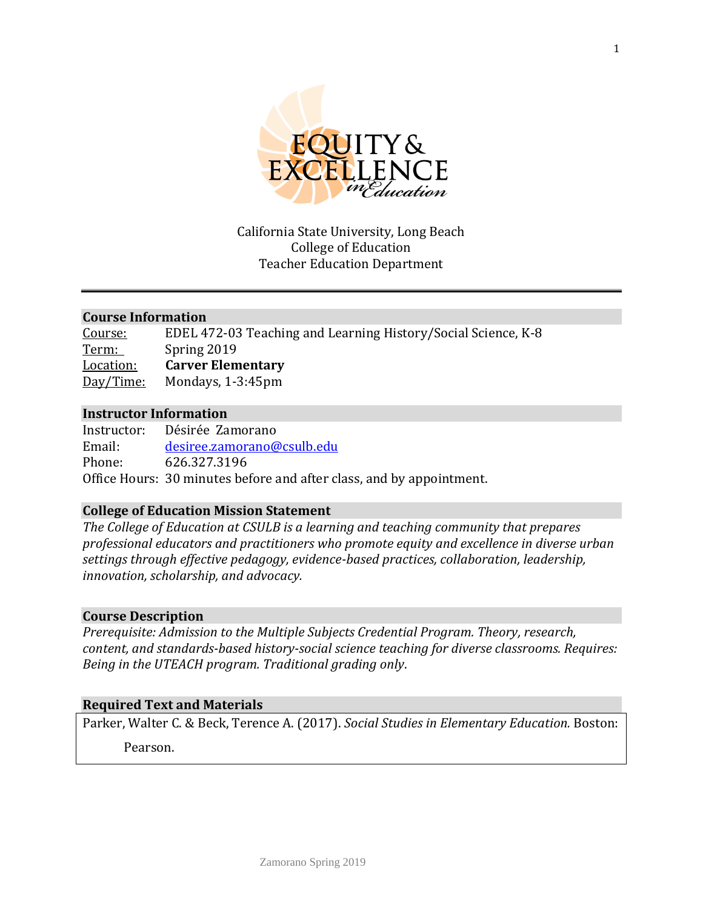California State University, Long Beach
College of Education
Teacher Education Department

## Course Information

Course: EDEL 472-03 Teaching and Learning History/Social Science, K-8
Term: Spring 2019
Location: **Carver Elementary**
Day/Time: Mondays, 1-3:45pm

## Instructor Information

Instructor: Désirée Zamorano
Email: desiree.zamorano@csulb.edu
Phone: 626.327.3196
Office Hours: 30 minutes before and after class, and by appointment.

## College of Education Mission Statement

*The College of Education at CSULB is a learning and teaching community that prepares professional educators and practitioners who promote equity and excellence in diverse urban settings through effective pedagogy, evidence-based practices, collaboration, leadership, innovation, scholarship, and advocacy.*

## Course Description

*Prerequisite: Admission to the Multiple Subjects Credential Program. Theory, research, content, and standards-based history-social science teaching for diverse classrooms. Requires: Being in the UTEACH program. Traditional grading only.*

## Required Text and Materials

Parker, Walter C. & Beck, Terence A. (2017). *Social Studies in Elementary Education.* Boston: Pearson.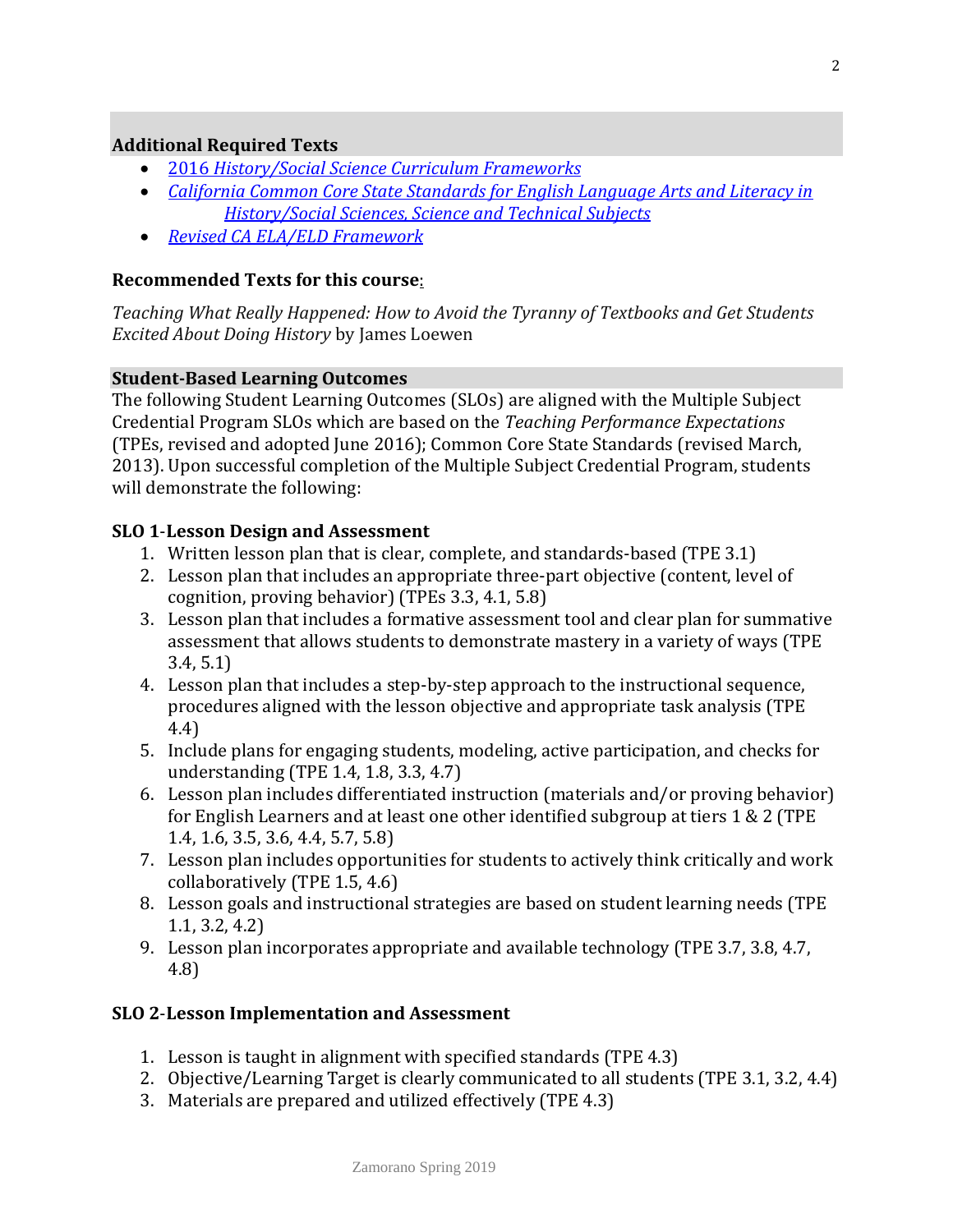## Additional Required Texts

- [2016 *History/Social Science Curriculum Frameworks*]
- [*California Common Core State Standards for English Language Arts and Literacy in History/Social Sciences, Science and Technical Subjects*]
- [*Revised CA ELA/ELD Framework*]

**Recommended Texts for this course:**

*Teaching What Really Happened: How to Avoid the Tyranny of Textbooks and Get Students Excited About Doing History* by James Loewen

## Student-Based Learning Outcomes

The following Student Learning Outcomes (SLOs) are aligned with the Multiple Subject Credential Program SLOs which are based on the *Teaching Performance Expectations* (TPEs, revised and adopted June 2016); Common Core State Standards (revised March, 2013). Upon successful completion of the Multiple Subject Credential Program, students will demonstrate the following:

### SLO 1-Lesson Design and Assessment

1. Written lesson plan that is clear, complete, and standards-based (TPE 3.1)
2. Lesson plan that includes an appropriate three-part objective (content, level of cognition, proving behavior) (TPEs 3.3, 4.1, 5.8)
3. Lesson plan that includes a formative assessment tool and clear plan for summative assessment that allows students to demonstrate mastery in a variety of ways (TPE 3.4, 5.1)
4. Lesson plan that includes a step-by-step approach to the instructional sequence, procedures aligned with the lesson objective and appropriate task analysis (TPE 4.4)
5. Include plans for engaging students, modeling, active participation, and checks for understanding (TPE 1.4, 1.8, 3.3, 4.7)
6. Lesson plan includes differentiated instruction (materials and/or proving behavior) for English Learners and at least one other identified subgroup at tiers 1 & 2 (TPE 1.4, 1.6, 3.5, 3.6, 4.4, 5.7, 5.8)
7. Lesson plan includes opportunities for students to actively think critically and work collaboratively (TPE 1.5, 4.6)
8. Lesson goals and instructional strategies are based on student learning needs (TPE 1.1, 3.2, 4.2)
9. Lesson plan incorporates appropriate and available technology (TPE 3.7, 3.8, 4.7, 4.8)

### SLO 2-Lesson Implementation and Assessment

1. Lesson is taught in alignment with specified standards (TPE 4.3)
2. Objective/Learning Target is clearly communicated to all students (TPE 3.1, 3.2, 4.4)
3. Materials are prepared and utilized effectively (TPE 4.3)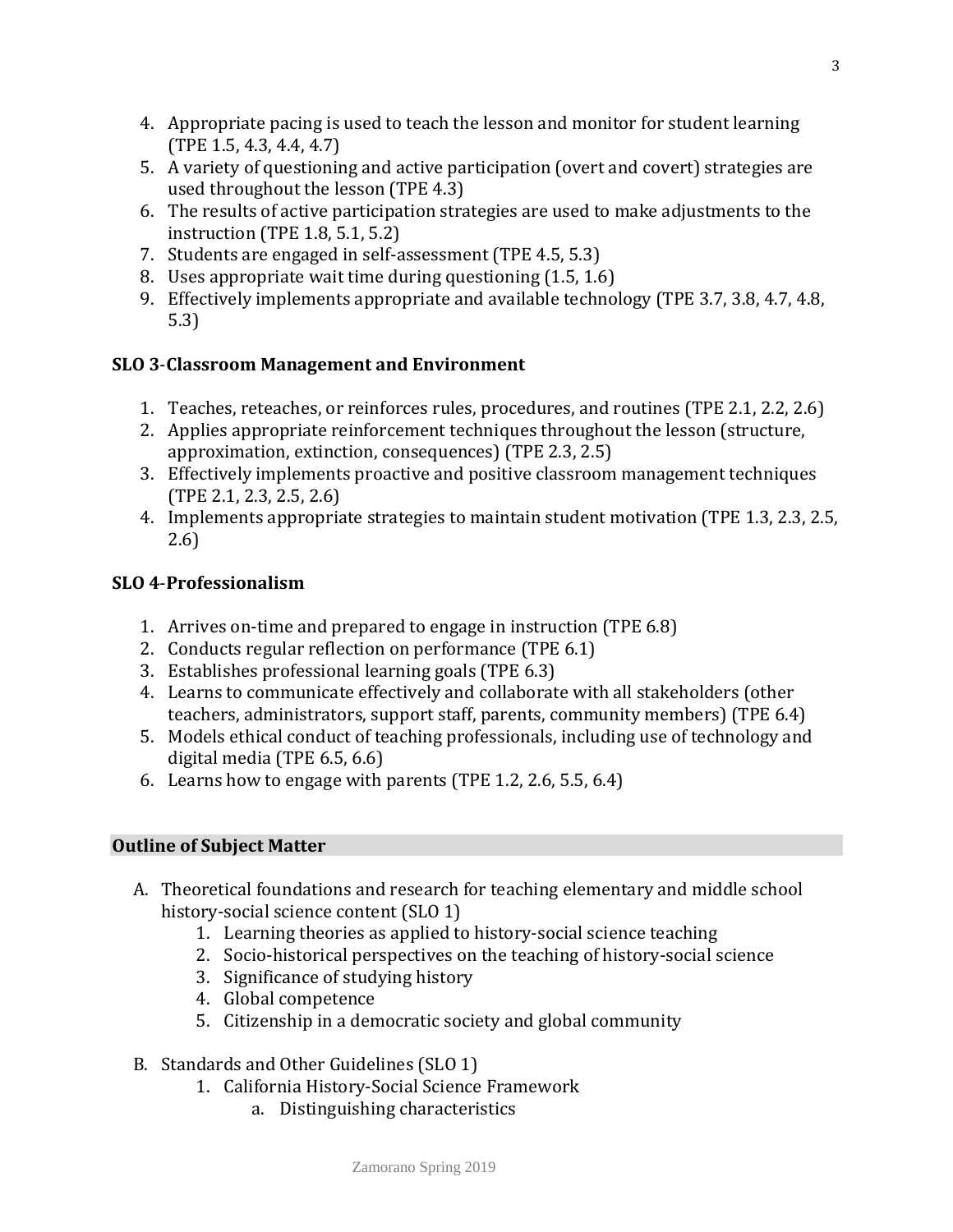4. Appropriate pacing is used to teach the lesson and monitor for student learning (TPE 1.5, 4.3, 4.4, 4.7)
5. A variety of questioning and active participation (overt and covert) strategies are used throughout the lesson (TPE 4.3)
6. The results of active participation strategies are used to make adjustments to the instruction (TPE 1.8, 5.1, 5.2)
7. Students are engaged in self-assessment (TPE 4.5, 5.3)
8. Uses appropriate wait time during questioning (1.5, 1.6)
9. Effectively implements appropriate and available technology (TPE 3.7, 3.8, 4.7, 4.8, 5.3)

**SLO 3-Classroom Management and Environment**

1. Teaches, reteaches, or reinforces rules, procedures, and routines (TPE 2.1, 2.2, 2.6)
2. Applies appropriate reinforcement techniques throughout the lesson (structure, approximation, extinction, consequences) (TPE 2.3, 2.5)
3. Effectively implements proactive and positive classroom management techniques (TPE 2.1, 2.3, 2.5, 2.6)
4. Implements appropriate strategies to maintain student motivation (TPE 1.3, 2.3, 2.5, 2.6)

**SLO 4-Professionalism**

1. Arrives on-time and prepared to engage in instruction (TPE 6.8)
2. Conducts regular reflection on performance (TPE 6.1)
3. Establishes professional learning goals (TPE 6.3)
4. Learns to communicate effectively and collaborate with all stakeholders (other teachers, administrators, support staff, parents, community members) (TPE 6.4)
5. Models ethical conduct of teaching professionals, including use of technology and digital media (TPE 6.5, 6.6)
6. Learns how to engage with parents (TPE 1.2, 2.6, 5.5, 6.4)

## Outline of Subject Matter

A. Theoretical foundations and research for teaching elementary and middle school history-social science content (SLO 1)
   1. Learning theories as applied to history-social science teaching
   2. Socio-historical perspectives on the teaching of history-social science
   3. Significance of studying history
   4. Global competence
   5. Citizenship in a democratic society and global community

B. Standards and Other Guidelines (SLO 1)
   1. California History-Social Science Framework
      a. Distinguishing characteristics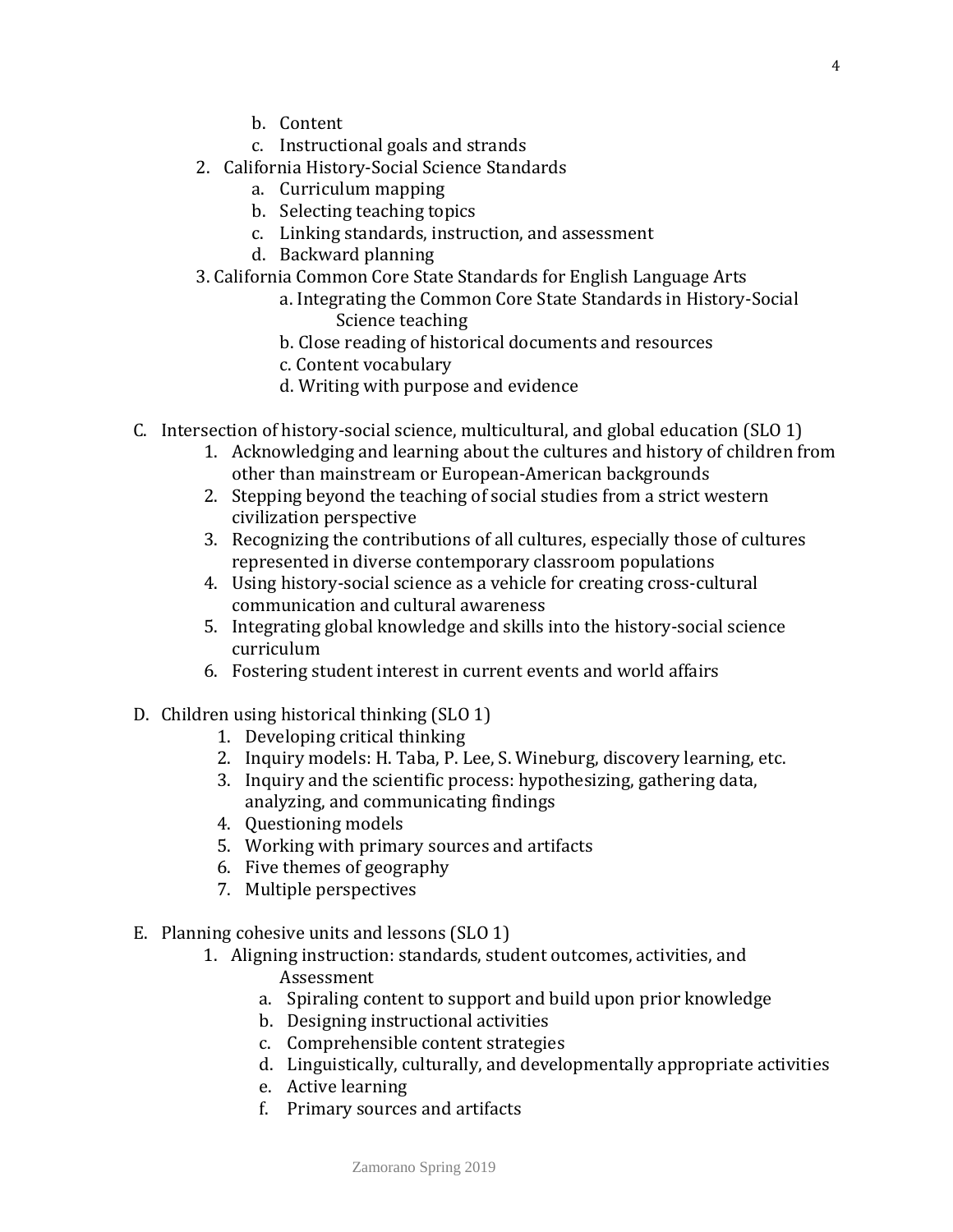b. Content
c. Instructional goals and strands

2. California History-Social Science Standards
   a. Curriculum mapping
   b. Selecting teaching topics
   c. Linking standards, instruction, and assessment
   d. Backward planning

3. California Common Core State Standards for English Language Arts
   a. Integrating the Common Core State Standards in History-Social Science teaching
   b. Close reading of historical documents and resources
   c. Content vocabulary
   d. Writing with purpose and evidence

C. Intersection of history-social science, multicultural, and global education (SLO 1)
   1. Acknowledging and learning about the cultures and history of children from other than mainstream or European-American backgrounds
   2. Stepping beyond the teaching of social studies from a strict western civilization perspective
   3. Recognizing the contributions of all cultures, especially those of cultures represented in diverse contemporary classroom populations
   4. Using history-social science as a vehicle for creating cross-cultural communication and cultural awareness
   5. Integrating global knowledge and skills into the history-social science curriculum
   6. Fostering student interest in current events and world affairs

D. Children using historical thinking (SLO 1)
   1. Developing critical thinking
   2. Inquiry models: H. Taba, P. Lee, S. Wineburg, discovery learning, etc.
   3. Inquiry and the scientific process: hypothesizing, gathering data, analyzing, and communicating findings
   4. Questioning models
   5. Working with primary sources and artifacts
   6. Five themes of geography
   7. Multiple perspectives

E. Planning cohesive units and lessons (SLO 1)
   1. Aligning instruction: standards, student outcomes, activities, and Assessment
      a. Spiraling content to support and build upon prior knowledge
      b. Designing instructional activities
      c. Comprehensible content strategies
      d. Linguistically, culturally, and developmentally appropriate activities
      e. Active learning
      f. Primary sources and artifacts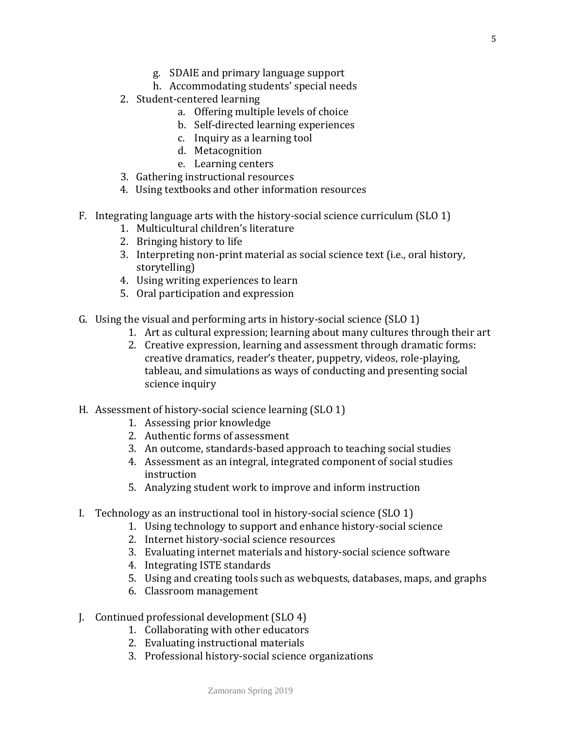g. SDAIE and primary language support
   h. Accommodating students' special needs
2. Student-centered learning
   a. Offering multiple levels of choice
   b. Self-directed learning experiences
   c. Inquiry as a learning tool
   d. Metacognition
   e. Learning centers
3. Gathering instructional resources
4. Using textbooks and other information resources

F. Integrating language arts with the history-social science curriculum (SLO 1)
   1. Multicultural children's literature
   2. Bringing history to life
   3. Interpreting non-print material as social science text (i.e., oral history, storytelling)
   4. Using writing experiences to learn
   5. Oral participation and expression

G. Using the visual and performing arts in history-social science (SLO 1)
   1. Art as cultural expression; learning about many cultures through their art
   2. Creative expression, learning and assessment through dramatic forms: creative dramatics, reader's theater, puppetry, videos, role-playing, tableau, and simulations as ways of conducting and presenting social science inquiry

H. Assessment of history-social science learning (SLO 1)
   1. Assessing prior knowledge
   2. Authentic forms of assessment
   3. An outcome, standards-based approach to teaching social studies
   4. Assessment as an integral, integrated component of social studies instruction
   5. Analyzing student work to improve and inform instruction

I. Technology as an instructional tool in history-social science (SLO 1)
   1. Using technology to support and enhance history-social science
   2. Internet history-social science resources
   3. Evaluating internet materials and history-social science software
   4. Integrating ISTE standards
   5. Using and creating tools such as webquests, databases, maps, and graphs
   6. Classroom management

J. Continued professional development (SLO 4)
   1. Collaborating with other educators
   2. Evaluating instructional materials
   3. Professional history-social science organizations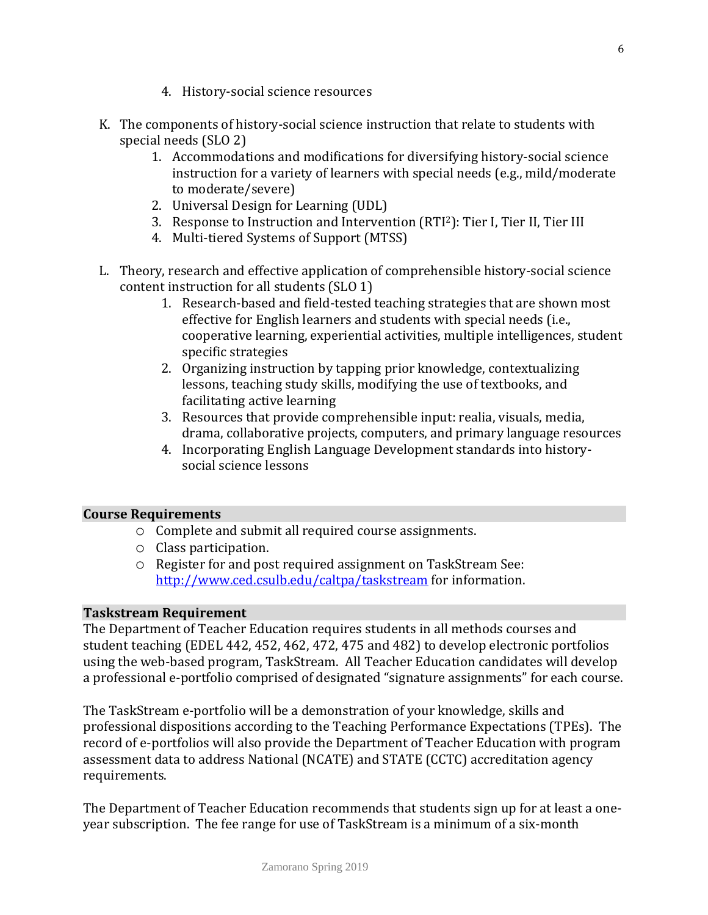4. History-social science resources

K. The components of history-social science instruction that relate to students with special needs (SLO 2)
    1. Accommodations and modifications for diversifying history-social science instruction for a variety of learners with special needs (e.g., mild/moderate to moderate/severe)
    2. Universal Design for Learning (UDL)
    3. Response to Instruction and Intervention ($RTI^2$): Tier I, Tier II, Tier III
    4. Multi-tiered Systems of Support (MTSS)

L. Theory, research and effective application of comprehensible history-social science content instruction for all students (SLO 1)
    1. Research-based and field-tested teaching strategies that are shown most effective for English learners and students with special needs (i.e., cooperative learning, experiential activities, multiple intelligences, student specific strategies
    2. Organizing instruction by tapping prior knowledge, contextualizing lessons, teaching study skills, modifying the use of textbooks, and facilitating active learning
    3. Resources that provide comprehensible input: realia, visuals, media, drama, collaborative projects, computers, and primary language resources
    4. Incorporating English Language Development standards into history-social science lessons

## Course Requirements

- Complete and submit all required course assignments.
- Class participation.
- Register for and post required assignment on TaskStream See: http://www.ced.csulb.edu/caltpa/taskstream for information.

## Taskstream Requirement

The Department of Teacher Education requires students in all methods courses and student teaching (EDEL 442, 452, 462, 472, 475 and 482) to develop electronic portfolios using the web-based program, TaskStream. All Teacher Education candidates will develop a professional e-portfolio comprised of designated "signature assignments" for each course.

The TaskStream e-portfolio will be a demonstration of your knowledge, skills and professional dispositions according to the Teaching Performance Expectations (TPEs). The record of e-portfolios will also provide the Department of Teacher Education with program assessment data to address National (NCATE) and STATE (CCTC) accreditation agency requirements.

The Department of Teacher Education recommends that students sign up for at least a one-year subscription. The fee range for use of TaskStream is a minimum of a six-month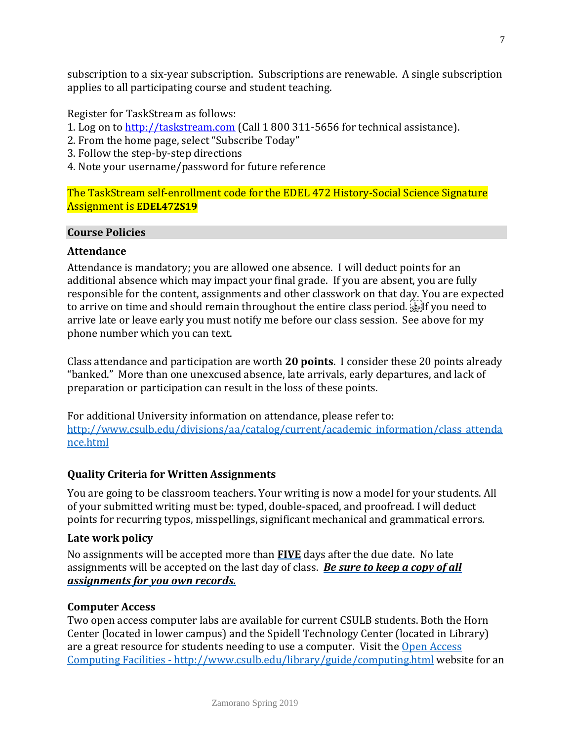subscription to a six-year subscription. Subscriptions are renewable. A single subscription applies to all participating course and student teaching.

Register for TaskStream as follows:
1. Log on to [http://taskstream.com](http://taskstream.com) (Call 1 800 311-5656 for technical assistance).
2. From the home page, select "Subscribe Today"
3. Follow the step-by-step directions
4. Note your username/password for future reference

The TaskStream self-enrollment code for the EDEL 472 History-Social Science Signature Assignment is **EDEL472S19**

## Course Policies

### Attendance

Attendance is mandatory; you are allowed one absence. I will deduct points for an additional absence which may impact your final grade. If you are absent, you are fully responsible for the content, assignments and other classwork on that day. You are expected to arrive on time and should remain throughout the entire class period. If you need to arrive late or leave early you must notify me before our class session. See above for my phone number which you can text.

Class attendance and participation are worth **20 points**. I consider these 20 points already "banked." More than one unexcused absence, late arrivals, early departures, and lack of preparation or participation can result in the loss of these points.

For additional University information on attendance, please refer to: [http://www.csulb.edu/divisions/aa/catalog/current/academic_information/class_attendance.html](http://www.csulb.edu/divisions/aa/catalog/current/academic_information/class_attendance.html)

### Quality Criteria for Written Assignments

You are going to be classroom teachers. Your writing is now a model for your students. All of your submitted writing must be: typed, double-spaced, and proofread. I will deduct points for recurring typos, misspellings, significant mechanical and grammatical errors.

### Late work policy

No assignments will be accepted more than **FIVE** days after the due date. No late assignments will be accepted on the last day of class. ***Be sure to keep a copy of all assignments for you own records.***

### Computer Access

Two open access computer labs are available for current CSULB students. Both the Horn Center (located in lower campus) and the Spidell Technology Center (located in Library) are a great resource for students needing to use a computer. Visit the [Open Access Computing Facilities - http://www.csulb.edu/library/guide/computing.html](http://www.csulb.edu/library/guide/computing.html) website for an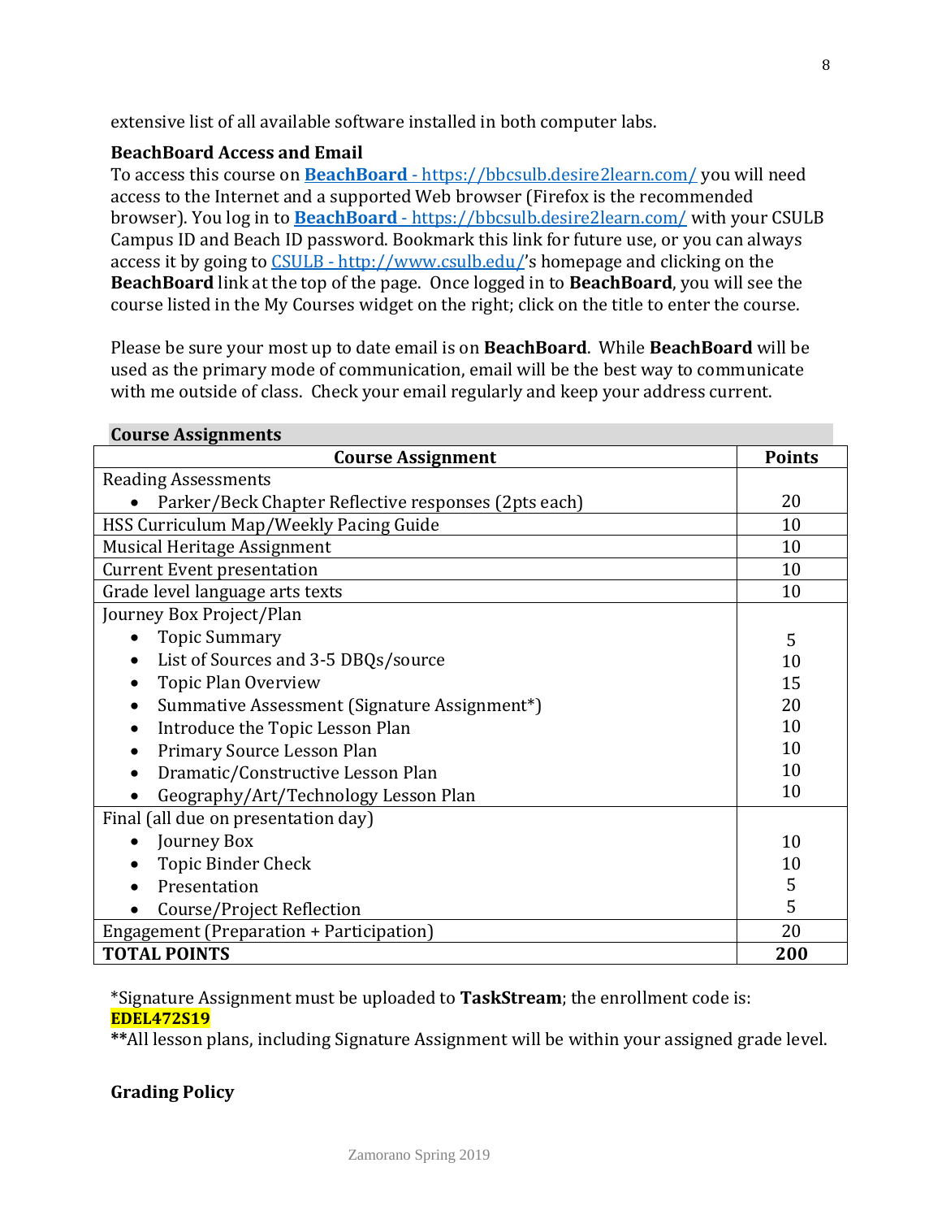extensive list of all available software installed in both computer labs.

**BeachBoard Access and Email**

To access this course on **[BeachBoard](https://bbcsulb.desire2learn.com/)** [- https://bbcsulb.desire2learn.com/](https://bbcsulb.desire2learn.com/) you will need access to the Internet and a supported Web browser (Firefox is the recommended browser). You log in to **[BeachBoard](https://bbcsulb.desire2learn.com/)** [- https://bbcsulb.desire2learn.com/](https://bbcsulb.desire2learn.com/) with your CSULB Campus ID and Beach ID password. Bookmark this link for future use, or you can always access it by going to [CSULB - http://www.csulb.edu/](http://www.csulb.edu/)'s homepage and clicking on the **BeachBoard** link at the top of the page. Once logged in to **BeachBoard**, you will see the course listed in the My Courses widget on the right; click on the title to enter the course.

Please be sure your most up to date email is on **BeachBoard**. While **BeachBoard** will be used as the primary mode of communication, email will be the best way to communicate with me outside of class. Check your email regularly and keep your address current.

**Course Assignments**

| Course Assignment | Points |
|---|---|
| Reading Assessments<br>• Parker/Beck Chapter Reflective responses (2pts each) | 20 |
| HSS Curriculum Map/Weekly Pacing Guide | 10 |
| Musical Heritage Assignment | 10 |
| Current Event presentation | 10 |
| Grade level language arts texts | 10 |
| Journey Box Project/Plan | |
| • Topic Summary | 5 |
| • List of Sources and 3-5 DBQs/source | 10 |
| • Topic Plan Overview | 15 |
| • Summative Assessment (Signature Assignment*) | 20 |
| • Introduce the Topic Lesson Plan | 10 |
| • Primary Source Lesson Plan | 10 |
| • Dramatic/Constructive Lesson Plan | 10 |
| • Geography/Art/Technology Lesson Plan | 10 |
| Final (all due on presentation day) | |
| • Journey Box | 10 |
| • Topic Binder Check | 10 |
| • Presentation | 5 |
| • Course/Project Reflection | 5 |
| Engagement (Preparation + Participation) | 20 |
| **TOTAL POINTS** | **200** |

*Signature Assignment must be uploaded to **TaskStream**; the enrollment code is: **EDEL472S19**

**All lesson plans, including Signature Assignment will be within your assigned grade level.

**Grading Policy**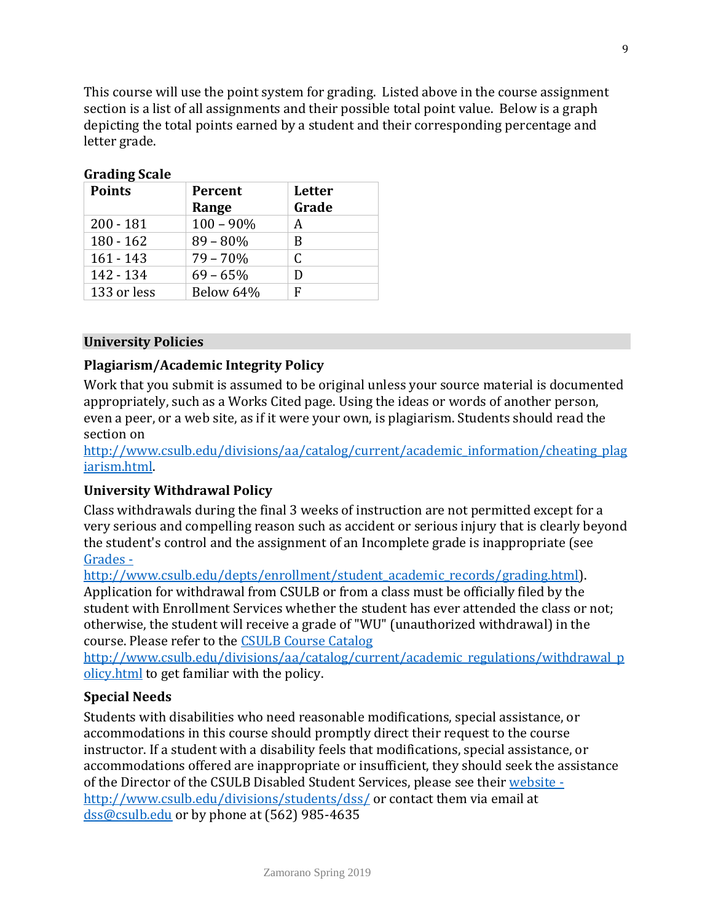This course will use the point system for grading. Listed above in the course assignment section is a list of all assignments and their possible total point value. Below is a graph depicting the total points earned by a student and their corresponding percentage and letter grade.

**Grading Scale**

| Points | Percent Range | Letter Grade |
|---|---|---|
| 200 - 181 | 100 – 90% | A |
| 180 - 162 | 89 – 80% | B |
| 161 - 143 | 79 – 70% | C |
| 142 - 134 | 69 – 65% | D |
| 133 or less | Below 64% | F |

## University Policies

### Plagiarism/Academic Integrity Policy

Work that you submit is assumed to be original unless your source material is documented appropriately, such as a Works Cited page. Using the ideas or words of another person, even a peer, or a web site, as if it were your own, is plagiarism. Students should read the section on http://www.csulb.edu/divisions/aa/catalog/current/academic_information/cheating_plagiarism.html.

### University Withdrawal Policy

Class withdrawals during the final 3 weeks of instruction are not permitted except for a very serious and compelling reason such as accident or serious injury that is clearly beyond the student's control and the assignment of an Incomplete grade is inappropriate (see Grades - http://www.csulb.edu/depts/enrollment/student_academic_records/grading.html). Application for withdrawal from CSULB or from a class must be officially filed by the student with Enrollment Services whether the student has ever attended the class or not; otherwise, the student will receive a grade of "WU" (unauthorized withdrawal) in the course. Please refer to the CSULB Course Catalog http://www.csulb.edu/divisions/aa/catalog/current/academic_regulations/withdrawal_policy.html to get familiar with the policy.

### Special Needs

Students with disabilities who need reasonable modifications, special assistance, or accommodations in this course should promptly direct their request to the course instructor. If a student with a disability feels that modifications, special assistance, or accommodations offered are inappropriate or insufficient, they should seek the assistance of the Director of the CSULB Disabled Student Services, please see their website - http://www.csulb.edu/divisions/students/dss/ or contact them via email at dss@csulb.edu or by phone at (562) 985-4635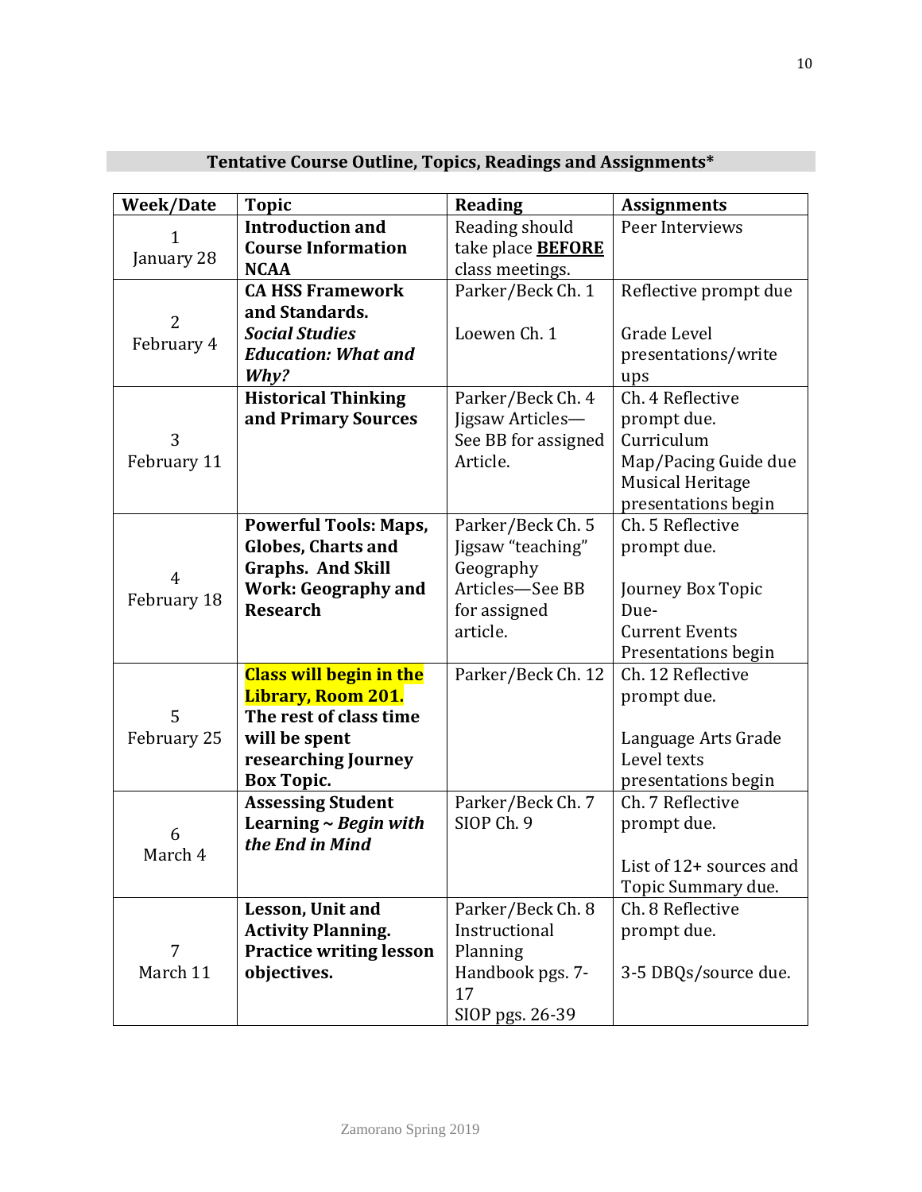**Tentative Course Outline, Topics, Readings and Assignments***

| Week/Date | Topic | Reading | Assignments |
|---|---|---|---|
| 1 January 28 | **Introduction and Course Information NCAA** | Reading should take place **BEFORE** class meetings. | Peer Interviews |
| 2 February 4 | **CA HSS Framework and Standards. *Social Studies Education: What and Why?*** | Parker/Beck Ch. 1<br><br>Loewen Ch. 1 | Reflective prompt due<br><br>Grade Level presentations/write ups |
| 3 February 11 | **Historical Thinking and Primary Sources** | Parker/Beck Ch. 4 Jigsaw Articles—See BB for assigned Article. | Ch. 4 Reflective prompt due. Curriculum Map/Pacing Guide due Musical Heritage presentations begin |
| 4 February 18 | **Powerful Tools: Maps, Globes, Charts and Graphs. And Skill Work: Geography and Research** | Parker/Beck Ch. 5 Jigsaw "teaching" Geography Articles—See BB for assigned article. | Ch. 5 Reflective prompt due.<br><br>Journey Box Topic Due-<br>Current Events Presentations begin |
| 5 February 25 | **Class will begin in the Library, Room 201. The rest of class time will be spent researching Journey Box Topic.** | Parker/Beck Ch. 12 | Ch. 12 Reflective prompt due.<br><br>Language Arts Grade Level texts presentations begin |
| 6 March 4 | **Assessing Student Learning ~ *Begin with the End in Mind*** | Parker/Beck Ch. 7 SIOP Ch. 9 | Ch. 7 Reflective prompt due.<br><br>List of 12+ sources and Topic Summary due. |
| 7 March 11 | **Lesson, Unit and Activity Planning. Practice writing lesson objectives.** | Parker/Beck Ch. 8 Instructional Planning Handbook pgs. 7-17<br>SIOP pgs. 26-39 | Ch. 8 Reflective prompt due.<br><br>3-5 DBQs/source due. |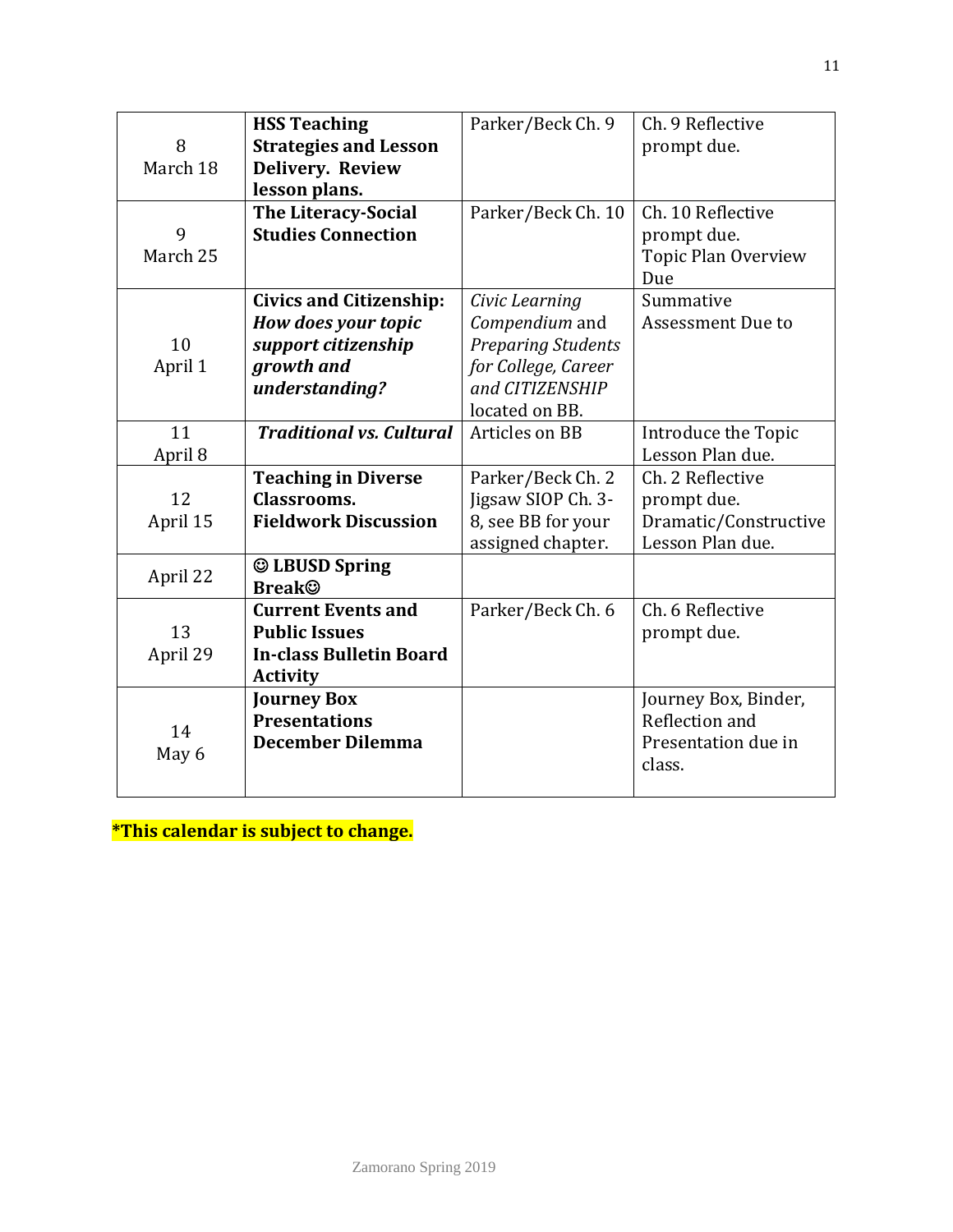| | | | |
|---|---|---|---|
| 8<br>March 18 | **HSS Teaching Strategies and Lesson Delivery. Review lesson plans.** | Parker/Beck Ch. 9 | Ch. 9 Reflective prompt due. |
| 9<br>March 25 | **The Literacy-Social Studies Connection** | Parker/Beck Ch. 10 | Ch. 10 Reflective prompt due.<br>Topic Plan Overview Due |
| 10<br>April 1 | **Civics and Citizenship: *How does your topic support citizenship growth and understanding?*** | *Civic Learning Compendium* and *Preparing Students for College, Career and CITIZENSHIP* located on BB. | Summative Assessment Due to |
| 11<br>April 8 | ***Traditional vs. Cultural*** | Articles on BB | Introduce the Topic Lesson Plan due. |
| 12<br>April 15 | **Teaching in Diverse Classrooms.**<br>**Fieldwork Discussion** | Parker/Beck Ch. 2<br>Jigsaw SIOP Ch. 3-8, see BB for your assigned chapter. | Ch. 2 Reflective prompt due.<br>Dramatic/Constructive Lesson Plan due. |
| April 22 | **☺ LBUSD Spring Break☺** | | |
| 13<br>April 29 | **Current Events and Public Issues**<br>**In-class Bulletin Board Activity** | Parker/Beck Ch. 6 | Ch. 6 Reflective prompt due. |
| 14<br>May 6 | **Journey Box Presentations**<br>**December Dilemma** | | Journey Box, Binder, Reflection and Presentation due in class. |

**\*This calendar is subject to change.**